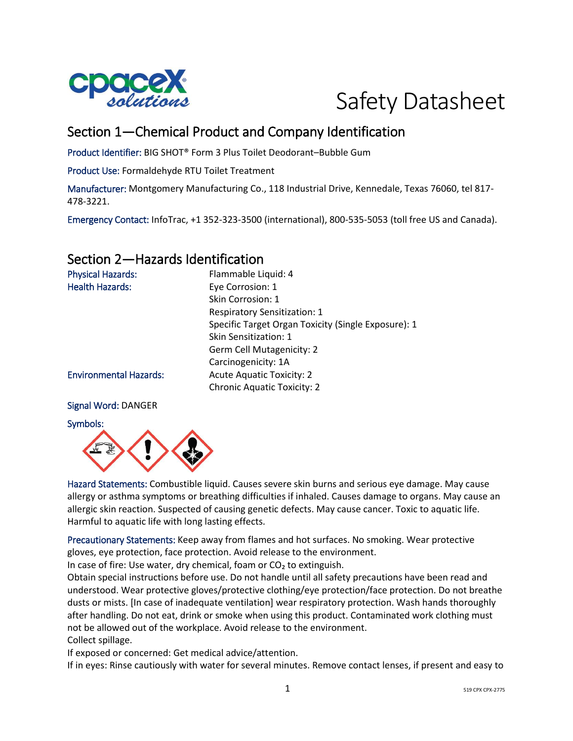# Safety Datasheet

## Section 1—Chemical Product and Company Identification

Product Identifier: BIG SHOT® Form 3 Plus Toilet Deodorant–Bubble Gum

Product Use: Formaldehyde RTU Toilet Treatment

Manufacturer: Montgomery Manufacturing Co., 118 Industrial Drive, Kennedale, Texas 76060, tel 817-478-3221.

Emergency Contact: InfoTrac, +1 352-323-3500 (international), 800-535-5053 (toll free US and Canada).

## Section 2—Hazards Identification

| | |
|---|---|
| Physical Hazards: | Flammable Liquid: 4 |
| Health Hazards: | Eye Corrosion: 1 |
| | Skin Corrosion: 1 |
| | Respiratory Sensitization: 1 |
| | Specific Target Organ Toxicity (Single Exposure): 1 |
| | Skin Sensitization: 1 |
| | Germ Cell Mutagenicity: 2 |
| | Carcinogenicity: 1A |
| Environmental Hazards: | Acute Aquatic Toxicity: 2 |
| | Chronic Aquatic Toxicity: 2 |

Signal Word: DANGER

Symbols:

Hazard Statements: Combustible liquid. Causes severe skin burns and serious eye damage. May cause allergy or asthma symptoms or breathing difficulties if inhaled. Causes damage to organs. May cause an allergic skin reaction. Suspected of causing genetic defects. May cause cancer. Toxic to aquatic life. Harmful to aquatic life with long lasting effects.

Precautionary Statements: Keep away from flames and hot surfaces. No smoking. Wear protective gloves, eye protection, face protection. Avoid release to the environment.
In case of fire: Use water, dry chemical, foam or $CO_2$ to extinguish.
Obtain special instructions before use. Do not handle until all safety precautions have been read and understood. Wear protective gloves/protective clothing/eye protection/face protection. Do not breathe dusts or mists. [In case of inadequate ventilation] wear respiratory protection. Wash hands thoroughly after handling. Do not eat, drink or smoke when using this product. Contaminated work clothing must not be allowed out of the workplace. Avoid release to the environment.
Collect spillage.
If exposed or concerned: Get medical advice/attention.
If in eyes: Rinse cautiously with water for several minutes. Remove contact lenses, if present and easy to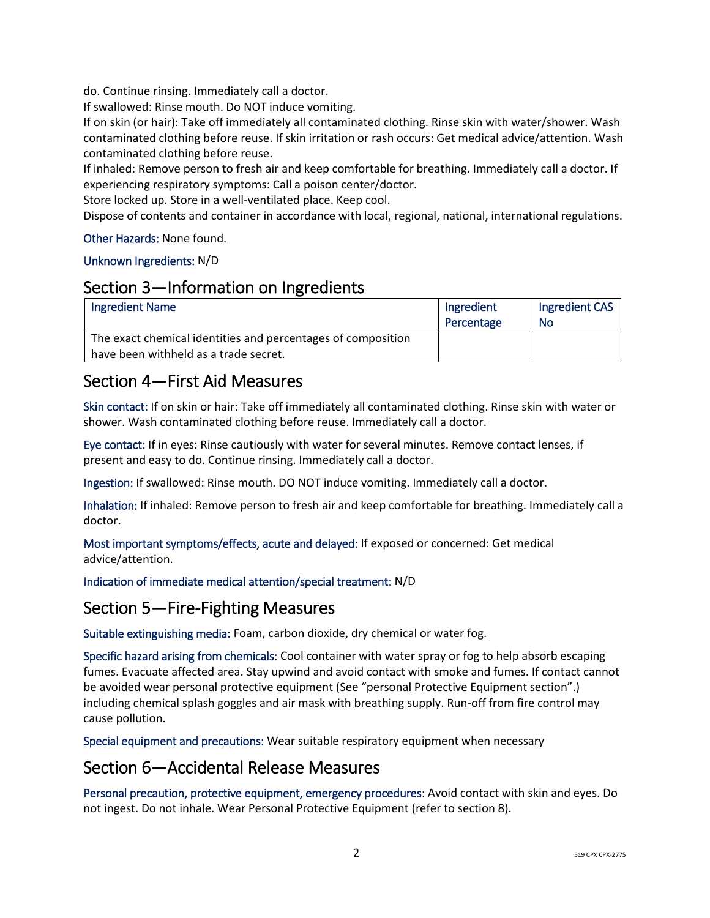do. Continue rinsing. Immediately call a doctor.
If swallowed: Rinse mouth. Do NOT induce vomiting.
If on skin (or hair): Take off immediately all contaminated clothing. Rinse skin with water/shower. Wash contaminated clothing before reuse. If skin irritation or rash occurs: Get medical advice/attention. Wash contaminated clothing before reuse.
If inhaled: Remove person to fresh air and keep comfortable for breathing. Immediately call a doctor. If experiencing respiratory symptoms: Call a poison center/doctor.
Store locked up. Store in a well-ventilated place. Keep cool.
Dispose of contents and container in accordance with local, regional, national, international regulations.

Other Hazards: None found.

Unknown Ingredients: N/D

## Section 3—Information on Ingredients

| Ingredient Name | Ingredient Percentage | Ingredient CAS No |
|---|---|---|
| The exact chemical identities and percentages of composition have been withheld as a trade secret. | | |

## Section 4—First Aid Measures

Skin contact: If on skin or hair: Take off immediately all contaminated clothing. Rinse skin with water or shower. Wash contaminated clothing before reuse. Immediately call a doctor.

Eye contact: If in eyes: Rinse cautiously with water for several minutes. Remove contact lenses, if present and easy to do. Continue rinsing. Immediately call a doctor.

Ingestion: If swallowed: Rinse mouth. DO NOT induce vomiting. Immediately call a doctor.

Inhalation: If inhaled: Remove person to fresh air and keep comfortable for breathing. Immediately call a doctor.

Most important symptoms/effects, acute and delayed: If exposed or concerned: Get medical advice/attention.

Indication of immediate medical attention/special treatment: N/D

## Section 5—Fire-Fighting Measures

Suitable extinguishing media: Foam, carbon dioxide, dry chemical or water fog.

Specific hazard arising from chemicals: Cool container with water spray or fog to help absorb escaping fumes. Evacuate affected area. Stay upwind and avoid contact with smoke and fumes. If contact cannot be avoided wear personal protective equipment (See "personal Protective Equipment section".) including chemical splash goggles and air mask with breathing supply. Run-off from fire control may cause pollution.

Special equipment and precautions: Wear suitable respiratory equipment when necessary

## Section 6—Accidental Release Measures

Personal precaution, protective equipment, emergency procedures: Avoid contact with skin and eyes. Do not ingest. Do not inhale. Wear Personal Protective Equipment (refer to section 8).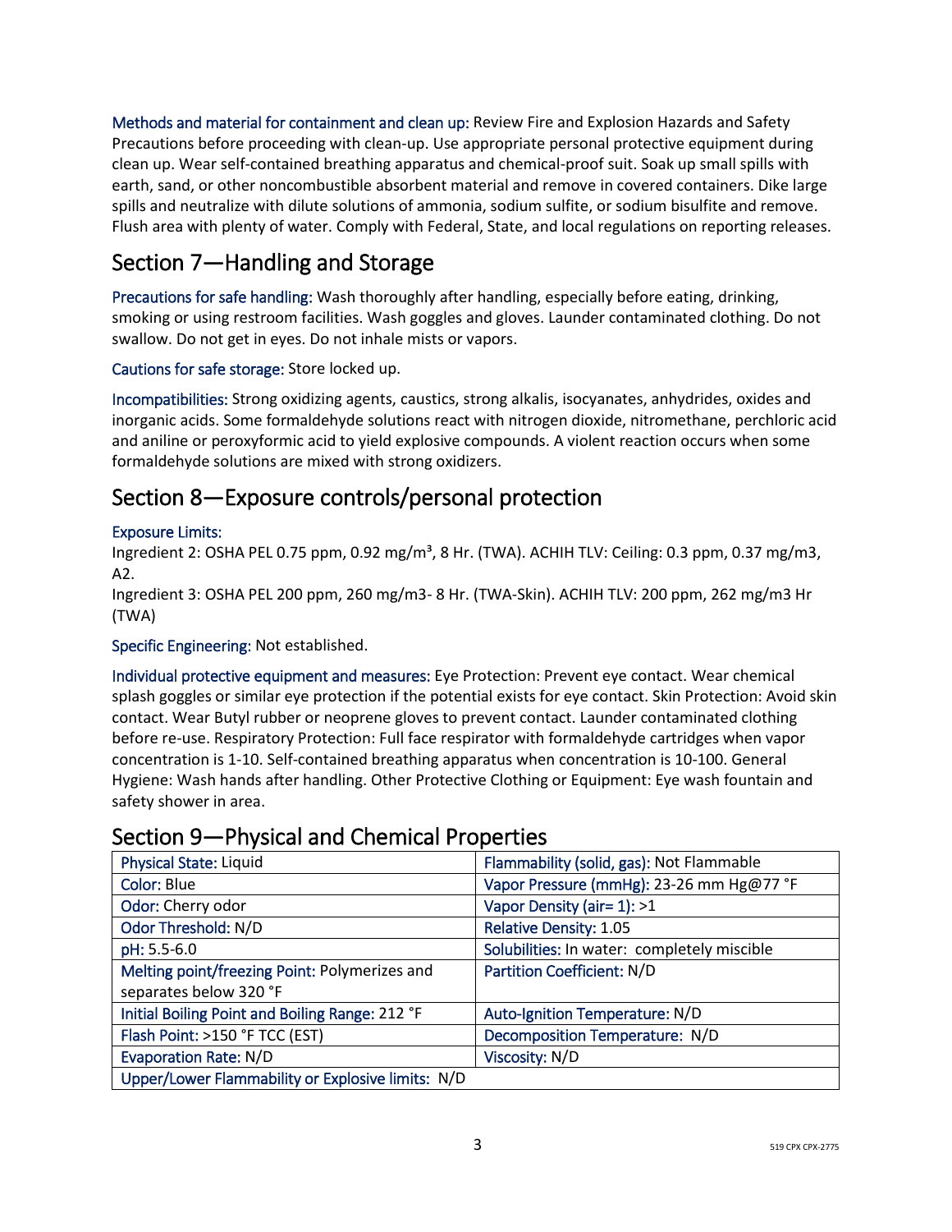**Methods and material for containment and clean up:** Review Fire and Explosion Hazards and Safety Precautions before proceeding with clean-up. Use appropriate personal protective equipment during clean up. Wear self-contained breathing apparatus and chemical-proof suit. Soak up small spills with earth, sand, or other noncombustible absorbent material and remove in covered containers. Dike large spills and neutralize with dilute solutions of ammonia, sodium sulfite, or sodium bisulfite and remove. Flush area with plenty of water. Comply with Federal, State, and local regulations on reporting releases.

## Section 7—Handling and Storage

**Precautions for safe handling:** Wash thoroughly after handling, especially before eating, drinking, smoking or using restroom facilities. Wash goggles and gloves. Launder contaminated clothing. Do not swallow. Do not get in eyes. Do not inhale mists or vapors.

**Cautions for safe storage:** Store locked up.

**Incompatibilities:** Strong oxidizing agents, caustics, strong alkalis, isocyanates, anhydrides, oxides and inorganic acids. Some formaldehyde solutions react with nitrogen dioxide, nitromethane, perchloric acid and aniline or peroxyformic acid to yield explosive compounds. A violent reaction occurs when some formaldehyde solutions are mixed with strong oxidizers.

## Section 8—Exposure controls/personal protection

**Exposure Limits:**
Ingredient 2: OSHA PEL 0.75 ppm, 0.92 mg/m³, 8 Hr. (TWA). ACHIH TLV: Ceiling: 0.3 ppm, 0.37 mg/m3, A2.
Ingredient 3: OSHA PEL 200 ppm, 260 mg/m3- 8 Hr. (TWA-Skin). ACHIH TLV: 200 ppm, 262 mg/m3 Hr (TWA)

**Specific Engineering:** Not established.

**Individual protective equipment and measures:** Eye Protection: Prevent eye contact. Wear chemical splash goggles or similar eye protection if the potential exists for eye contact. Skin Protection: Avoid skin contact. Wear Butyl rubber or neoprene gloves to prevent contact. Launder contaminated clothing before re-use. Respiratory Protection: Full face respirator with formaldehyde cartridges when vapor concentration is 1-10. Self-contained breathing apparatus when concentration is 10-100. General Hygiene: Wash hands after handling. Other Protective Clothing or Equipment: Eye wash fountain and safety shower in area.

## Section 9—Physical and Chemical Properties

| | |
|---|---|
| Physical State: Liquid | Flammability (solid, gas): Not Flammable |
| Color: Blue | Vapor Pressure (mmHg): 23-26 mm Hg@77 °F |
| Odor: Cherry odor | Vapor Density (air= 1): >1 |
| Odor Threshold: N/D | Relative Density: 1.05 |
| pH: 5.5-6.0 | Solubilities: In water: completely miscible |
| Melting point/freezing Point: Polymerizes and separates below 320 °F | Partition Coefficient: N/D |
| Initial Boiling Point and Boiling Range: 212 °F | Auto-Ignition Temperature: N/D |
| Flash Point: >150 °F TCC (EST) | Decomposition Temperature: N/D |
| Evaporation Rate: N/D | Viscosity: N/D |
| Upper/Lower Flammability or Explosive limits: N/D | |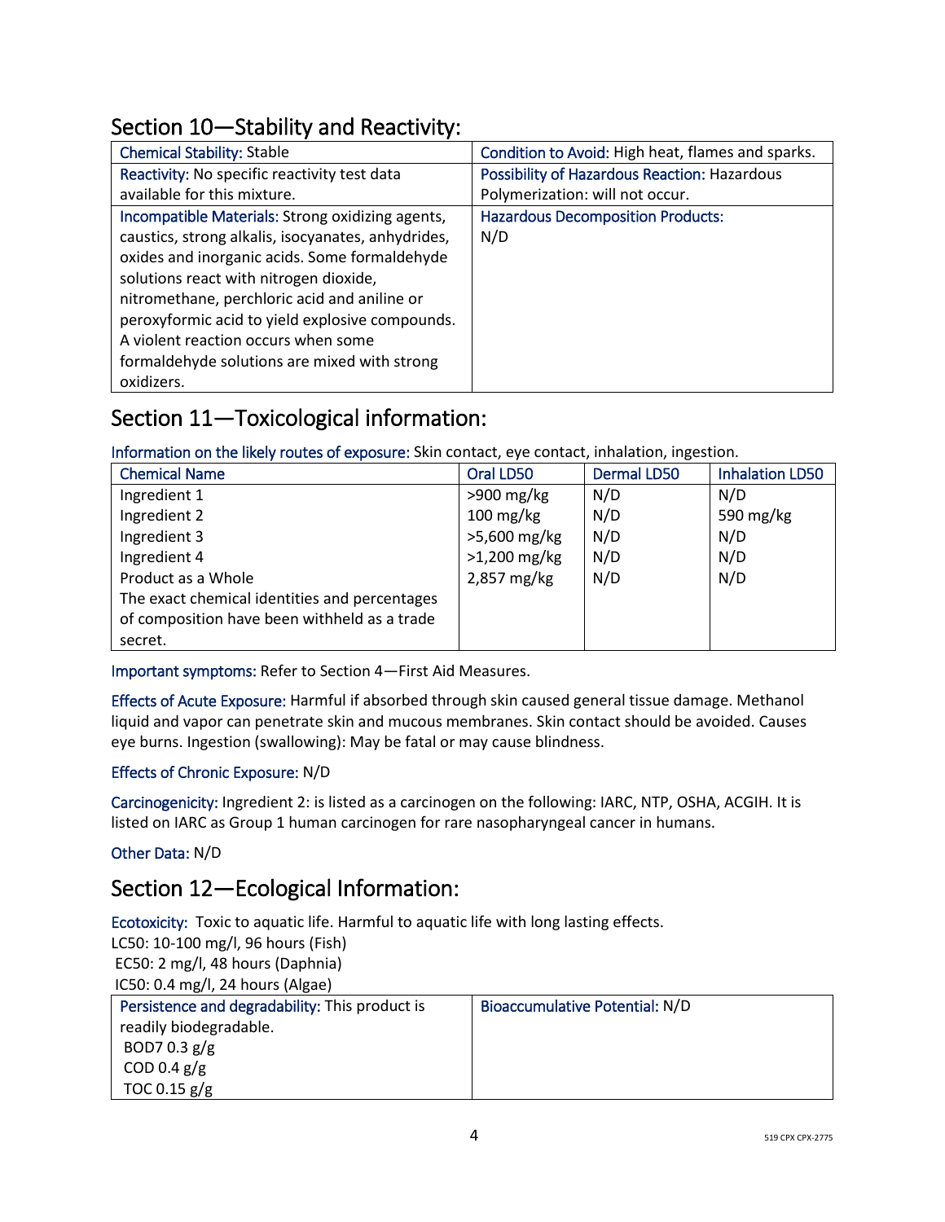## Section 10—Stability and Reactivity:

| Chemical Stability: Stable | Condition to Avoid: High heat, flames and sparks. |
|---|---|
| Reactivity: No specific reactivity test data available for this mixture. | Possibility of Hazardous Reaction: Hazardous Polymerization: will not occur. |
| Incompatible Materials: Strong oxidizing agents, caustics, strong alkalis, isocyanates, anhydrides, oxides and inorganic acids. Some formaldehyde solutions react with nitrogen dioxide, nitromethane, perchloric acid and aniline or peroxyformic acid to yield explosive compounds. A violent reaction occurs when some formaldehyde solutions are mixed with strong oxidizers. | Hazardous Decomposition Products: N/D |

## Section 11—Toxicological information:

Information on the likely routes of exposure: Skin contact, eye contact, inhalation, ingestion.

| Chemical Name | Oral LD50 | Dermal LD50 | Inhalation LD50 |
|---|---|---|---|
| Ingredient 1 | >900 mg/kg | N/D | N/D |
| Ingredient 2 | 100 mg/kg | N/D | 590 mg/kg |
| Ingredient 3 | >5,600 mg/kg | N/D | N/D |
| Ingredient 4 | >1,200 mg/kg | N/D | N/D |
| Product as a Whole | 2,857 mg/kg | N/D | N/D |
| The exact chemical identities and percentages of composition have been withheld as a trade secret. | | | |

Important symptoms: Refer to Section 4—First Aid Measures.

Effects of Acute Exposure: Harmful if absorbed through skin caused general tissue damage. Methanol liquid and vapor can penetrate skin and mucous membranes. Skin contact should be avoided. Causes eye burns. Ingestion (swallowing): May be fatal or may cause blindness.

Effects of Chronic Exposure: N/D

Carcinogenicity: Ingredient 2: is listed as a carcinogen on the following: IARC, NTP, OSHA, ACGIH. It is listed on IARC as Group 1 human carcinogen for rare nasopharyngeal cancer in humans.

Other Data: N/D

## Section 12—Ecological Information:

Ecotoxicity: Toxic to aquatic life. Harmful to aquatic life with long lasting effects.
LC50: 10-100 mg/l, 96 hours (Fish)
EC50: 2 mg/l, 48 hours (Daphnia)
IC50: 0.4 mg/l, 24 hours (Algae)

| Persistence and degradability: This product is readily biodegradable.<br>BOD7 0.3 g/g<br>COD 0.4 g/g<br>TOC 0.15 g/g | Bioaccumulative Potential: N/D |
|---|---|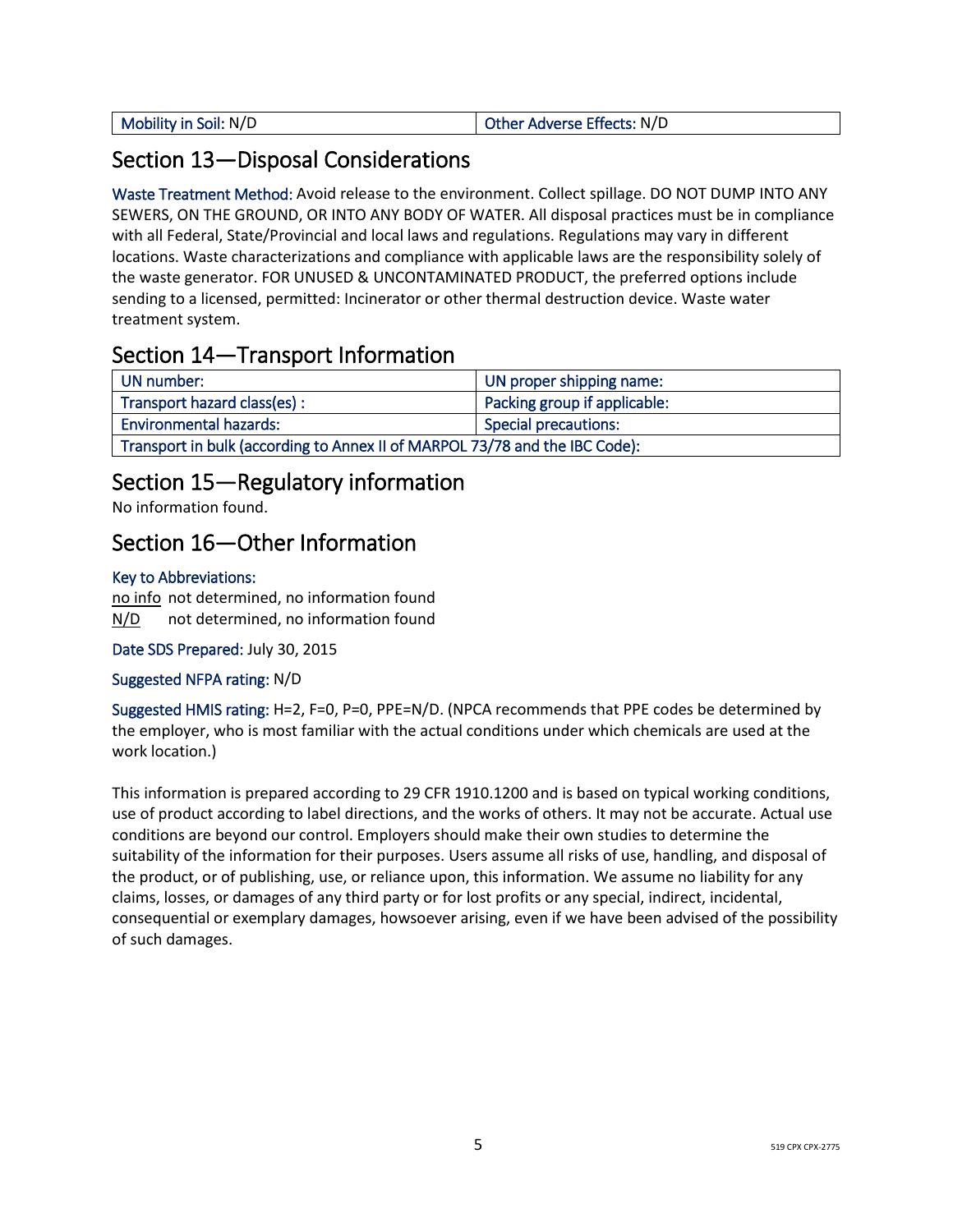| | |
|---|---|
| Mobility in Soil: N/D | Other Adverse Effects: N/D |

## Section 13—Disposal Considerations

Waste Treatment Method: Avoid release to the environment. Collect spillage. DO NOT DUMP INTO ANY SEWERS, ON THE GROUND, OR INTO ANY BODY OF WATER. All disposal practices must be in compliance with all Federal, State/Provincial and local laws and regulations. Regulations may vary in different locations. Waste characterizations and compliance with applicable laws are the responsibility solely of the waste generator. FOR UNUSED & UNCONTAMINATED PRODUCT, the preferred options include sending to a licensed, permitted: Incinerator or other thermal destruction device. Waste water treatment system.

## Section 14—Transport Information

| | |
|---|---|
| UN number: | UN proper shipping name: |
| Transport hazard class(es) : | Packing group if applicable: |
| Environmental hazards: | Special precautions: |
| Transport in bulk (according to Annex II of MARPOL 73/78 and the IBC Code): | |

## Section 15—Regulatory information

No information found.

## Section 16—Other Information

Key to Abbreviations:

no info not determined, no information found
N/D not determined, no information found

Date SDS Prepared: July 30, 2015

Suggested NFPA rating: N/D

Suggested HMIS rating: H=2, F=0, P=0, PPE=N/D. (NPCA recommends that PPE codes be determined by the employer, who is most familiar with the actual conditions under which chemicals are used at the work location.)

This information is prepared according to 29 CFR 1910.1200 and is based on typical working conditions, use of product according to label directions, and the works of others. It may not be accurate. Actual use conditions are beyond our control. Employers should make their own studies to determine the suitability of the information for their purposes. Users assume all risks of use, handling, and disposal of the product, or of publishing, use, or reliance upon, this information. We assume no liability for any claims, losses, or damages of any third party or for lost profits or any special, indirect, incidental, consequential or exemplary damages, howsoever arising, even if we have been advised of the possibility of such damages.